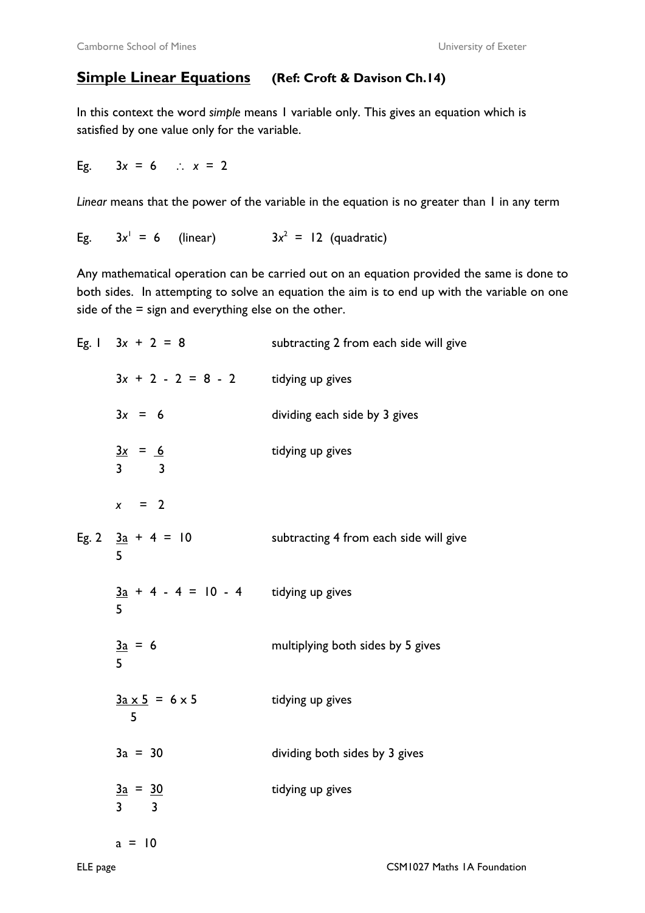## Simple Linear Equations **(Ref: Croft & Davison Ch.14)**

In this context the word *simple* means 1 variable only. This gives an equation which is satisfied by one value only for the variable.

Eg. $3x = 6 \quad \therefore \; x = 2$

*Linear* means that the power of the variable in the equation is no greater than 1 in any term

Eg. $3x^1 = 6$ (linear) $\qquad 3x^2 = 12$ (quadratic)

Any mathematical operation can be carried out on an equation provided the same is done to both sides. In attempting to solve an equation the aim is to end up with the variable on one side of the = sign and everything else on the other.

Eg. 1 $\quad 3x + 2 = 8$ subtracting 2 from each side will give

$3x + 2 - 2 = 8 - 2$ tidying up gives

$3x = 6$ dividing each side by 3 gives

$\dfrac{3x}{3} = \dfrac{6}{3}$ tidying up gives

$x = 2$

Eg. 2 $\quad \dfrac{3a}{5} + 4 = 10$ subtracting 4 from each side will give

$\dfrac{3a}{5} + 4 - 4 = 10 - 4$ tidying up gives

$\dfrac{3a}{5} = 6$ multiplying both sides by 5 gives

$\dfrac{3a \times 5}{5} = 6 \times 5$ tidying up gives

$3a = 30$ dividing both sides by 3 gives

$\dfrac{3a}{3} = \dfrac{30}{3}$ tidying up gives

$a = 10$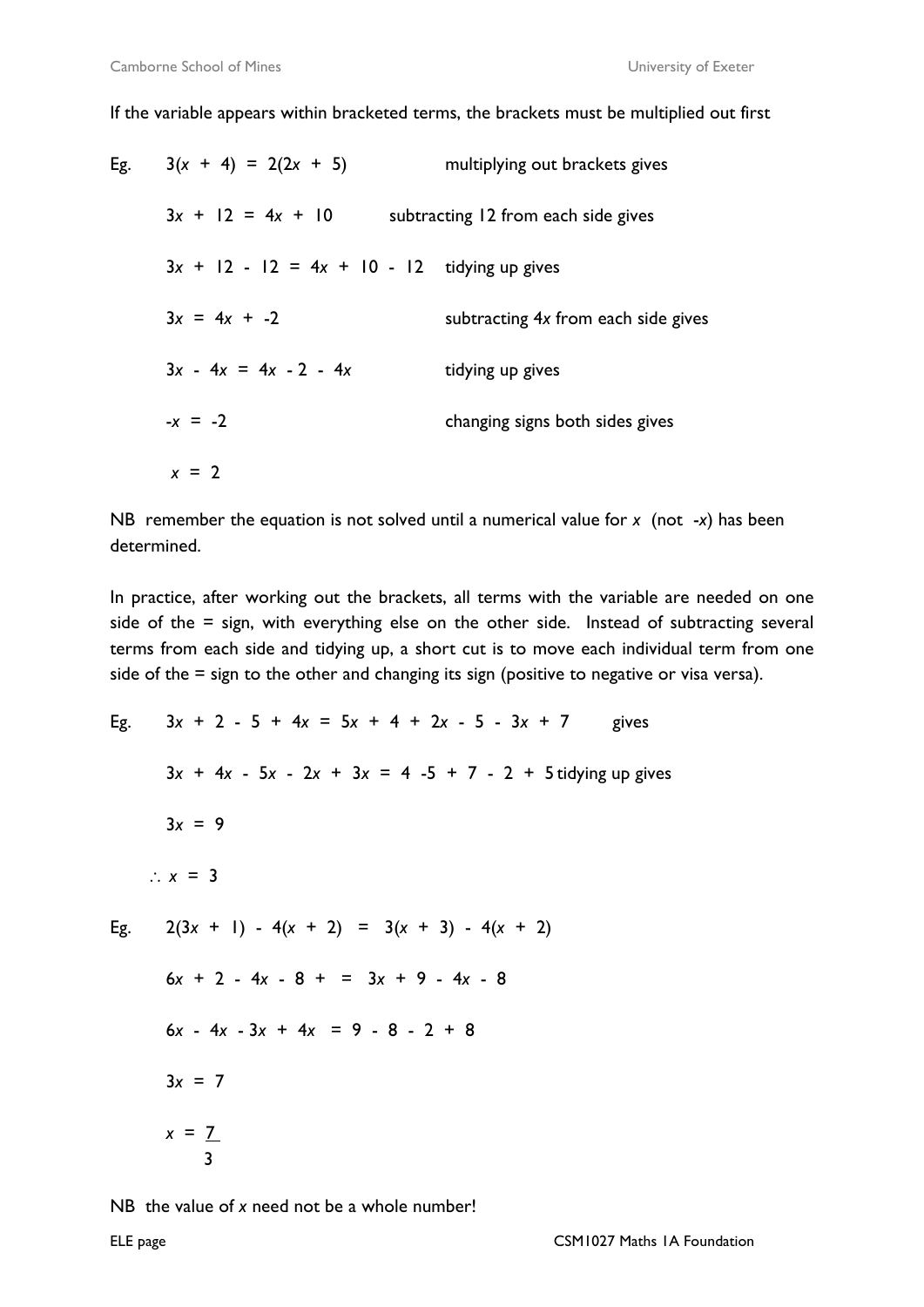If the variable appears within bracketed terms, the brackets must be multiplied out first

Eg. $3(x + 4) = 2(2x + 5)$ multiplying out brackets gives

$3x + 12 = 4x + 10$ subtracting 12 from each side gives

$3x + 12 - 12 = 4x + 10 - 12$ tidying up gives

$3x = 4x + -2$ subtracting $4x$ from each side gives

$3x - 4x = 4x - 2 - 4x$ tidying up gives

$-x = -2$ changing signs both sides gives

$x = 2$

NB remember the equation is not solved until a numerical value for $x$ (not $-x$) has been determined.

In practice, after working out the brackets, all terms with the variable are needed on one side of the = sign, with everything else on the other side. Instead of subtracting several terms from each side and tidying up, a short cut is to move each individual term from one side of the = sign to the other and changing its sign (positive to negative or visa versa).

Eg. $3x + 2 - 5 + 4x = 5x + 4 + 2x - 5 - 3x + 7$ gives

$3x + 4x - 5x - 2x + 3x = 4 - 5 + 7 - 2 + 5$ tidying up gives

$3x = 9$

$\therefore x = 3$

Eg. $2(3x + 1) - 4(x + 2) = 3(x + 3) - 4(x + 2)$

$6x + 2 - 4x - 8 + = 3x + 9 - 4x - 8$

$6x - 4x - 3x + 4x = 9 - 8 - 2 + 8$

$3x = 7$

$$x = \frac{7}{3}$$

NB the value of $x$ need not be a whole number!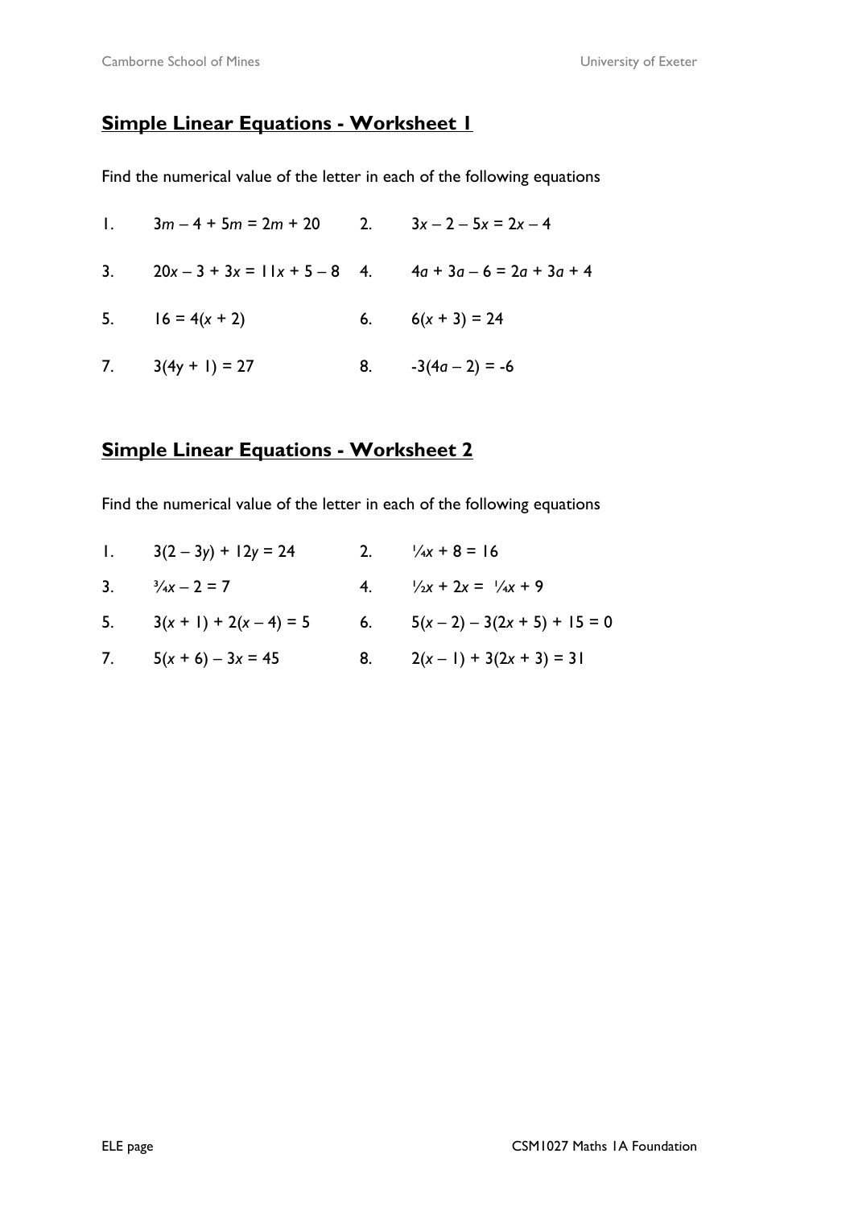## **Simple Linear Equations - Worksheet 1**

Find the numerical value of the letter in each of the following equations

1. $3m - 4 + 5m = 2m + 20$
2. $3x - 2 - 5x = 2x - 4$
3. $20x - 3 + 3x = 11x + 5 - 8$
4. $4a + 3a - 6 = 2a + 3a + 4$
5. $16 = 4(x + 2)$
6. $6(x + 3) = 24$
7. $3(4y + 1) = 27$
8. $-3(4a - 2) = -6$

## **Simple Linear Equations - Worksheet 2**

Find the numerical value of the letter in each of the following equations

1. $3(2 - 3y) + 12y = 24$
2. $\frac{1}{4}x + 8 = 16$
3. $\frac{3}{4}x - 2 = 7$
4. $\frac{1}{2}x + 2x = \frac{1}{4}x + 9$
5. $3(x + 1) + 2(x - 4) = 5$
6. $5(x - 2) - 3(2x + 5) + 15 = 0$
7. $5(x + 6) - 3x = 45$
8. $2(x - 1) + 3(2x + 3) = 31$